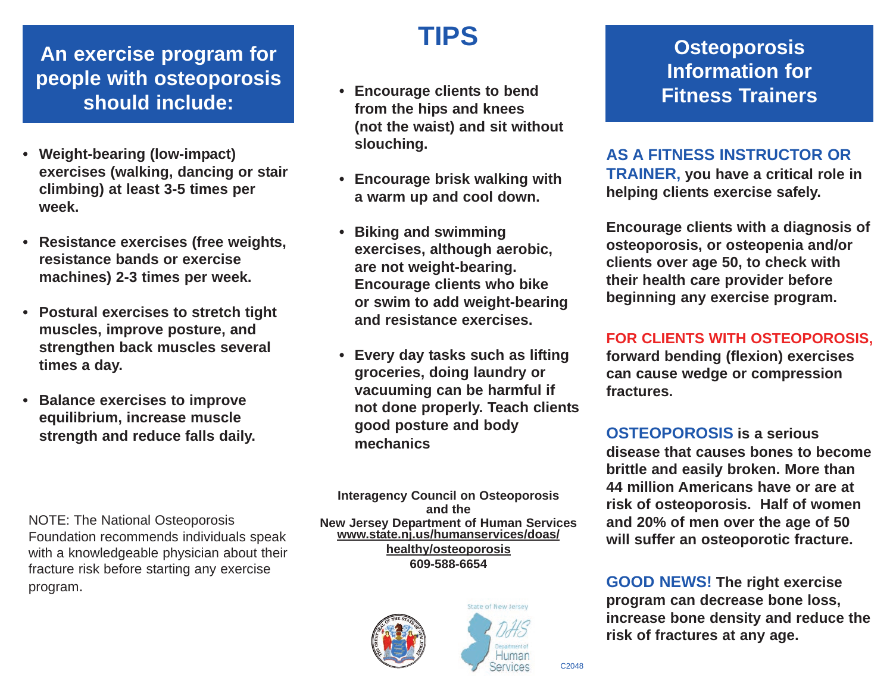## An exercise program for people with osteoporosis should include:

- **Weight-bearing (low-impact) exercises (walking, dancing or stair climbing) at least 3-5 times per week.**
- **Resistance exercises (free weights, resistance bands or exercise machines) 2-3 times per week.**
- **Postural exercises to stretch tight muscles, improve posture, and strengthen back muscles several times a day.**
- **Balance exercises to improve equilibrium, increase muscle strength and reduce falls daily.**

NOTE: The National Osteoporosis Foundation recommends individuals speak with a knowledgeable physician about their fracture risk before starting any exercise program.

# TIPS

- **Encourage clients to bend from the hips and knees (not the waist) and sit without slouching.**
- **Encourage brisk walking with a warm up and cool down.**
- **Biking and swimming exercises, although aerobic, are not weight-bearing. Encourage clients who bike or swim to add weight-bearing and resistance exercises.**
- **Every day tasks such as lifting groceries, doing laundry or vacuuming can be harmful if not done properly. Teach clients good posture and body mechanics**

**Interagency Council on Osteoporosis**
**and the**
**New Jersey Department of Human Services**
**www.state.nj.us/humanservices/doas/healthy/osteoporosis**
**609-588-6654**

State of New Jersey DHS Department of Human Services

C2048

## Osteoporosis Information for Fitness Trainers

**AS A FITNESS INSTRUCTOR OR TRAINER, you have a critical role in helping clients exercise safely.**

**Encourage clients with a diagnosis of osteoporosis, or osteopenia and/or clients over age 50, to check with their health care provider before beginning any exercise program.**

**FOR CLIENTS WITH OSTEOPOROSIS, forward bending (flexion) exercises can cause wedge or compression fractures.**

**OSTEOPOROSIS is a serious disease that causes bones to become brittle and easily broken. More than 44 million Americans have or are at risk of osteoporosis. Half of women and 20% of men over the age of 50 will suffer an osteoporotic fracture.**

**GOOD NEWS! The right exercise program can decrease bone loss, increase bone density and reduce the risk of fractures at any age.**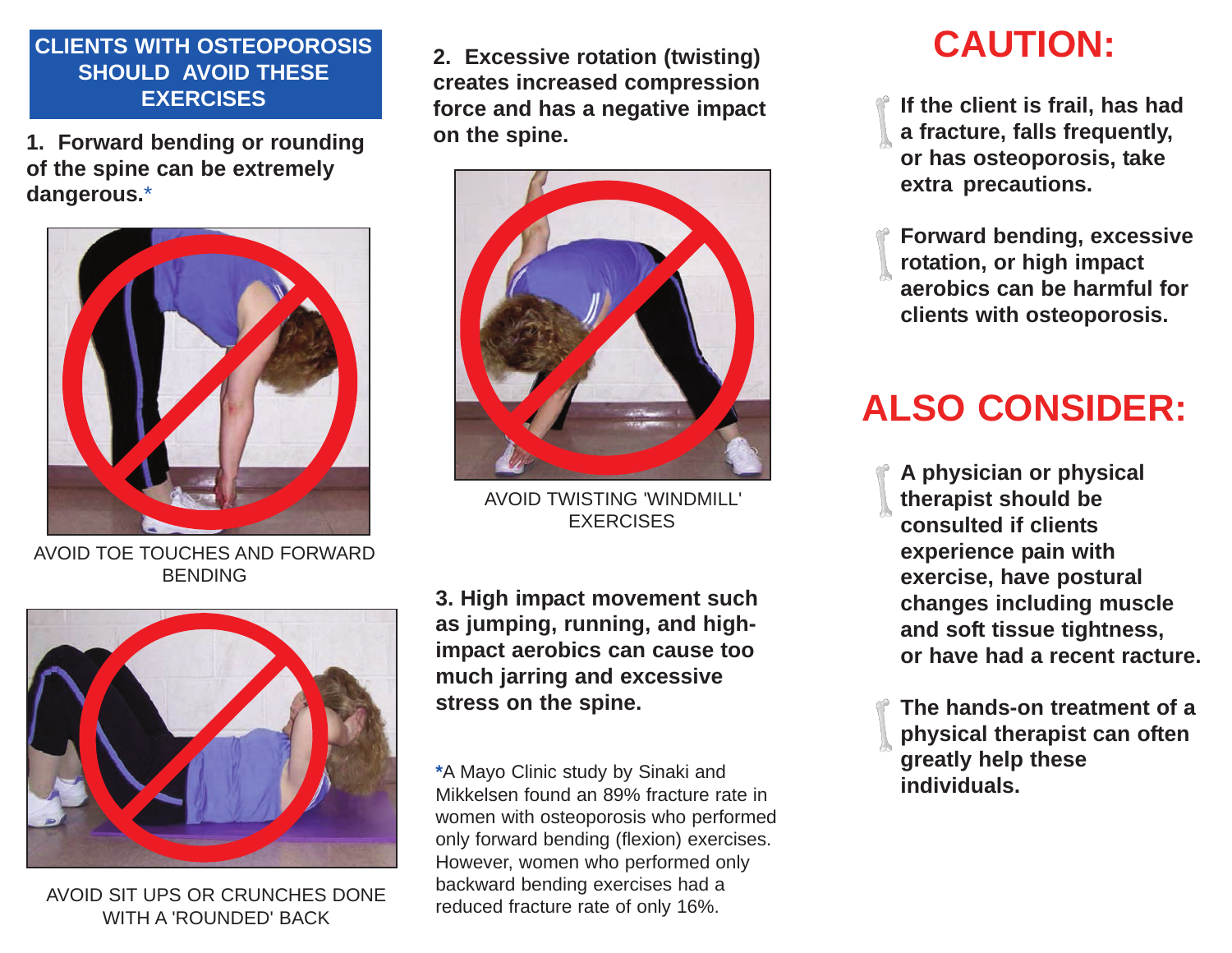## CLIENTS WITH OSTEOPOROSIS SHOULD AVOID THESE EXERCISES

**1. Forward bending or rounding of the spine can be extremely dangerous.***

AVOID TOE TOUCHES AND FORWARD BENDING

AVOID SIT UPS OR CRUNCHES DONE WITH A 'ROUNDED' BACK

**2. Excessive rotation (twisting) creates increased compression force and has a negative impact on the spine.**

AVOID TWISTING 'WINDMILL' EXERCISES

**3. High impact movement such as jumping, running, and high-impact aerobics can cause too much jarring and excessive stress on the spine.**

*A Mayo Clinic study by Sinaki and Mikkelsen found an 89% fracture rate in women with osteoporosis who performed only forward bending (flexion) exercises. However, women who performed only backward bending exercises had a reduced fracture rate of only 16%.

# CAUTION:

- **If the client is frail, has had a fracture, falls frequently, or has osteoporosis, take extra precautions.**
- **Forward bending, excessive rotation, or high impact aerobics can be harmful for clients with osteoporosis.**

# ALSO CONSIDER:

- **A physician or physical therapist should be consulted if clients experience pain with exercise, have postural changes including muscle and soft tissue tightness, or have had a recent racture.**
- **The hands-on treatment of a physical therapist can often greatly help these individuals.**